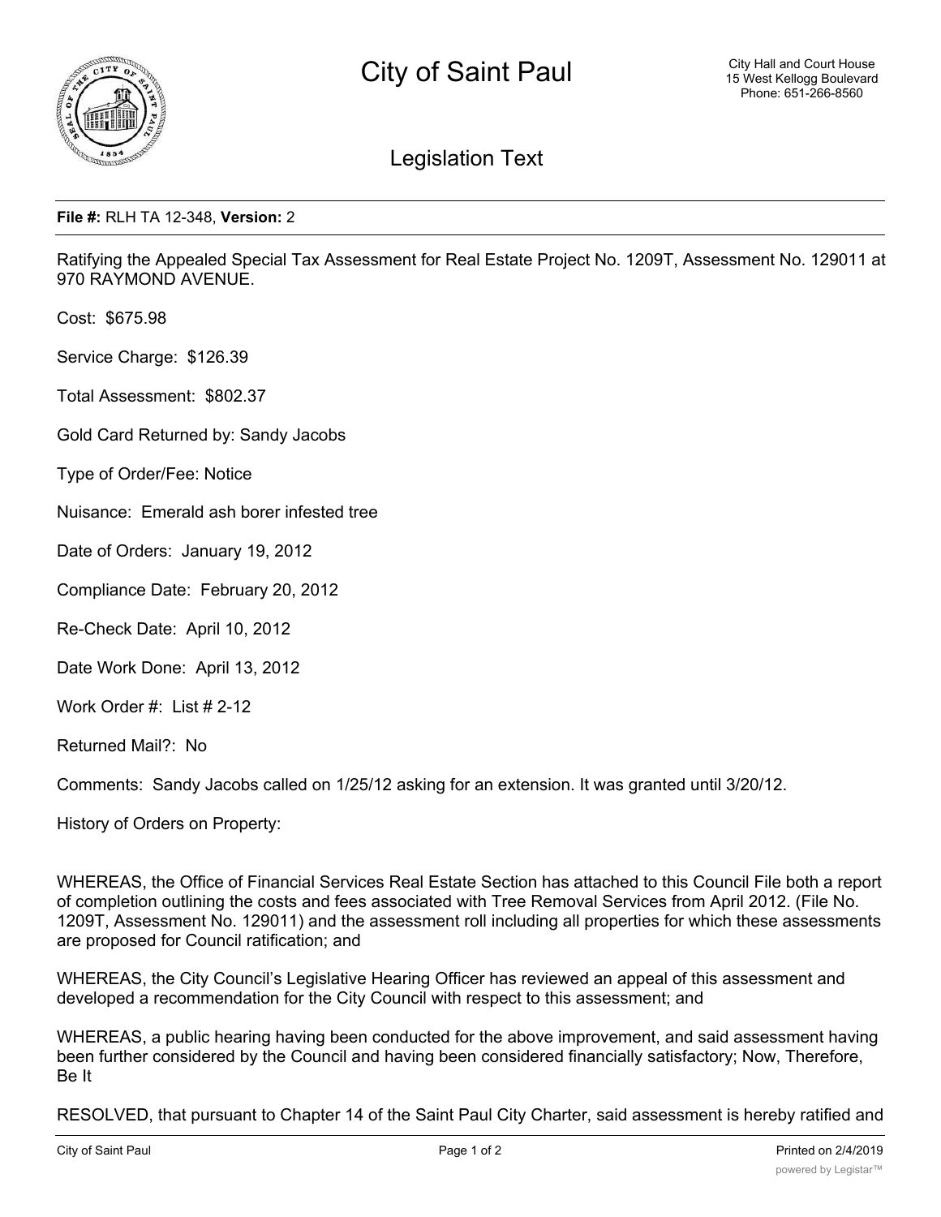# City of Saint Paul

City Hall and Court House
15 West Kellogg Boulevard
Phone: 651-266-8560

## Legislation Text

**File #:** RLH TA 12-348, **Version:** 2

Ratifying the Appealed Special Tax Assessment for Real Estate Project No. 1209T, Assessment No. 129011 at 970 RAYMOND AVENUE.

Cost: $675.98

Service Charge: $126.39

Total Assessment: $802.37

Gold Card Returned by: Sandy Jacobs

Type of Order/Fee: Notice

Nuisance: Emerald ash borer infested tree

Date of Orders: January 19, 2012

Compliance Date: February 20, 2012

Re-Check Date: April 10, 2012

Date Work Done: April 13, 2012

Work Order #: List # 2-12

Returned Mail?: No

Comments: Sandy Jacobs called on 1/25/12 asking for an extension. It was granted until 3/20/12.

History of Orders on Property:

WHEREAS, the Office of Financial Services Real Estate Section has attached to this Council File both a report of completion outlining the costs and fees associated with Tree Removal Services from April 2012. (File No. 1209T, Assessment No. 129011) and the assessment roll including all properties for which these assessments are proposed for Council ratification; and

WHEREAS, the City Council's Legislative Hearing Officer has reviewed an appeal of this assessment and developed a recommendation for the City Council with respect to this assessment; and

WHEREAS, a public hearing having been conducted for the above improvement, and said assessment having been further considered by the Council and having been considered financially satisfactory; Now, Therefore, Be It

RESOLVED, that pursuant to Chapter 14 of the Saint Paul City Charter, said assessment is hereby ratified and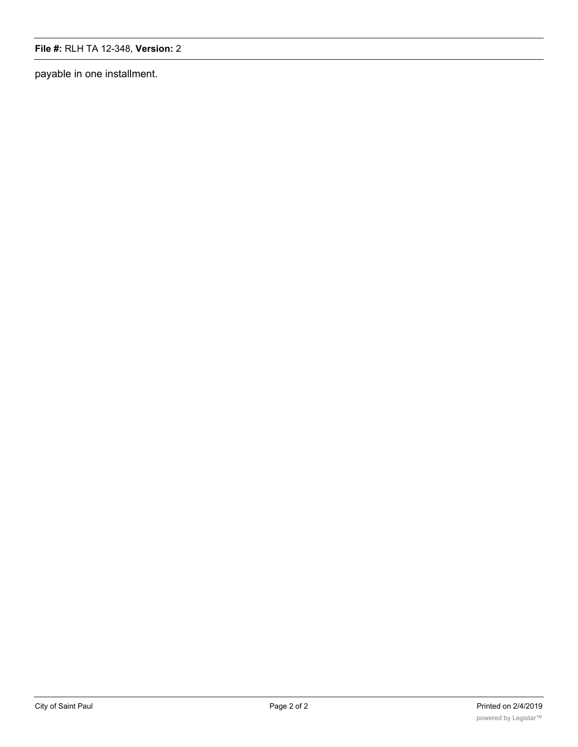payable in one installment.